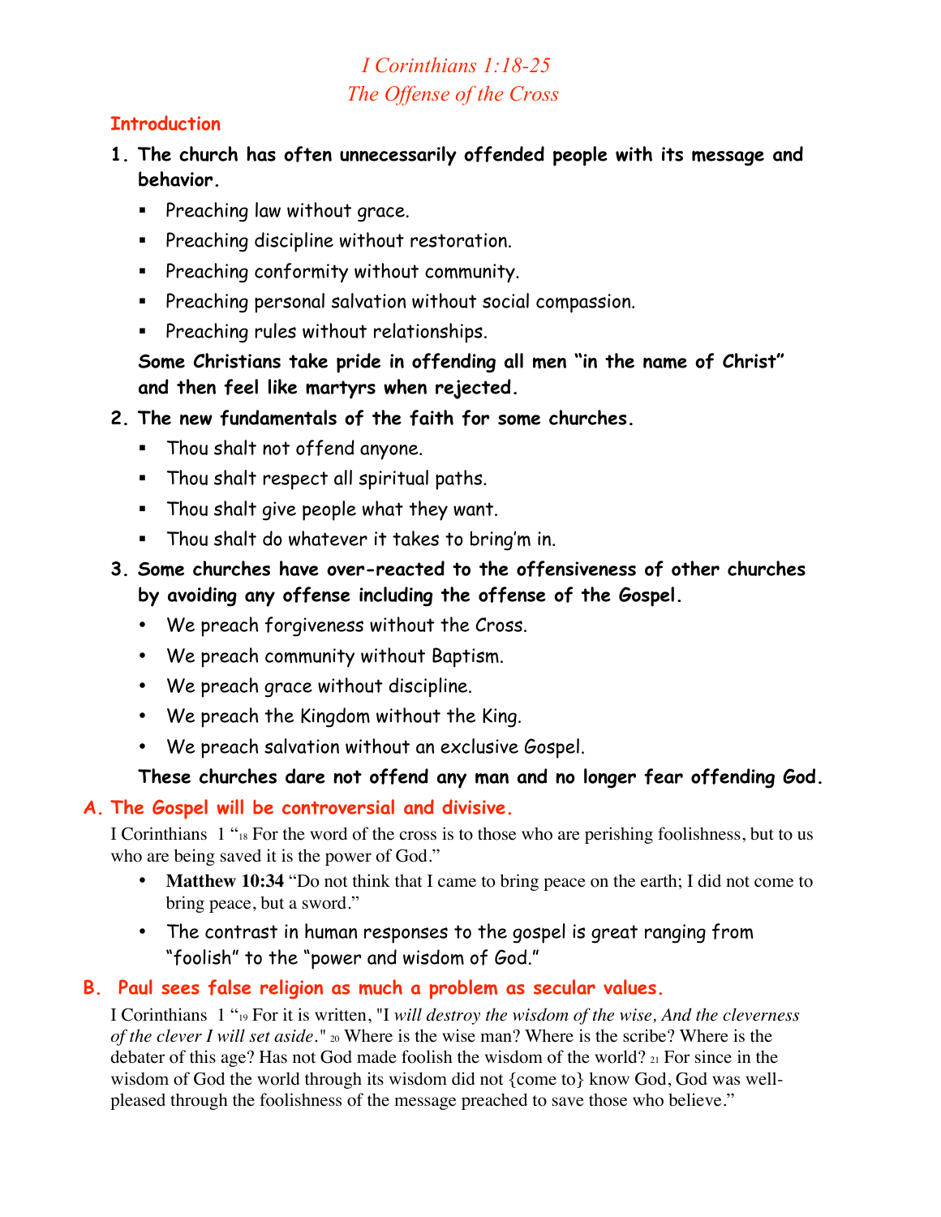# *I Corinthians 1:18-25*
## *The Offense of the Cross*

### Introduction

1. **The church has often unnecessarily offended people with its message and behavior.**
   - Preaching law without grace.
   - Preaching discipline without restoration.
   - Preaching conformity without community.
   - Preaching personal salvation without social compassion.
   - Preaching rules without relationships.

   **Some Christians take pride in offending all men "in the name of Christ" and then feel like martyrs when rejected.**

2. **The new fundamentals of the faith for some churches.**
   - Thou shalt not offend anyone.
   - Thou shalt respect all spiritual paths.
   - Thou shalt give people what they want.
   - Thou shalt do whatever it takes to bring'm in.

3. **Some churches have over-reacted to the offensiveness of other churches by avoiding any offense including the offense of the Gospel.**
   - We preach forgiveness without the Cross.
   - We preach community without Baptism.
   - We preach grace without discipline.
   - We preach the Kingdom without the King.
   - We preach salvation without an exclusive Gospel.

   **These churches dare not offend any man and no longer fear offending God.**

### A. The Gospel will be controversial and divisive.

I Corinthians 1 "18 For the word of the cross is to those who are perishing foolishness, but to us who are being saved it is the power of God."

- **Matthew 10:34** "Do not think that I came to bring peace on the earth; I did not come to bring peace, but a sword."
- The contrast in human responses to the gospel is great ranging from "foolish" to the "power and wisdom of God."

### B. Paul sees false religion as much a problem as secular values.

I Corinthians 1 "19 For it is written, "I *will destroy the wisdom of the wise, And the cleverness of the clever I will set aside*." 20 Where is the wise man? Where is the scribe? Where is the debater of this age? Has not God made foolish the wisdom of the world? 21 For since in the wisdom of God the world through its wisdom did not {come to} know God, God was well-pleased through the foolishness of the message preached to save those who believe."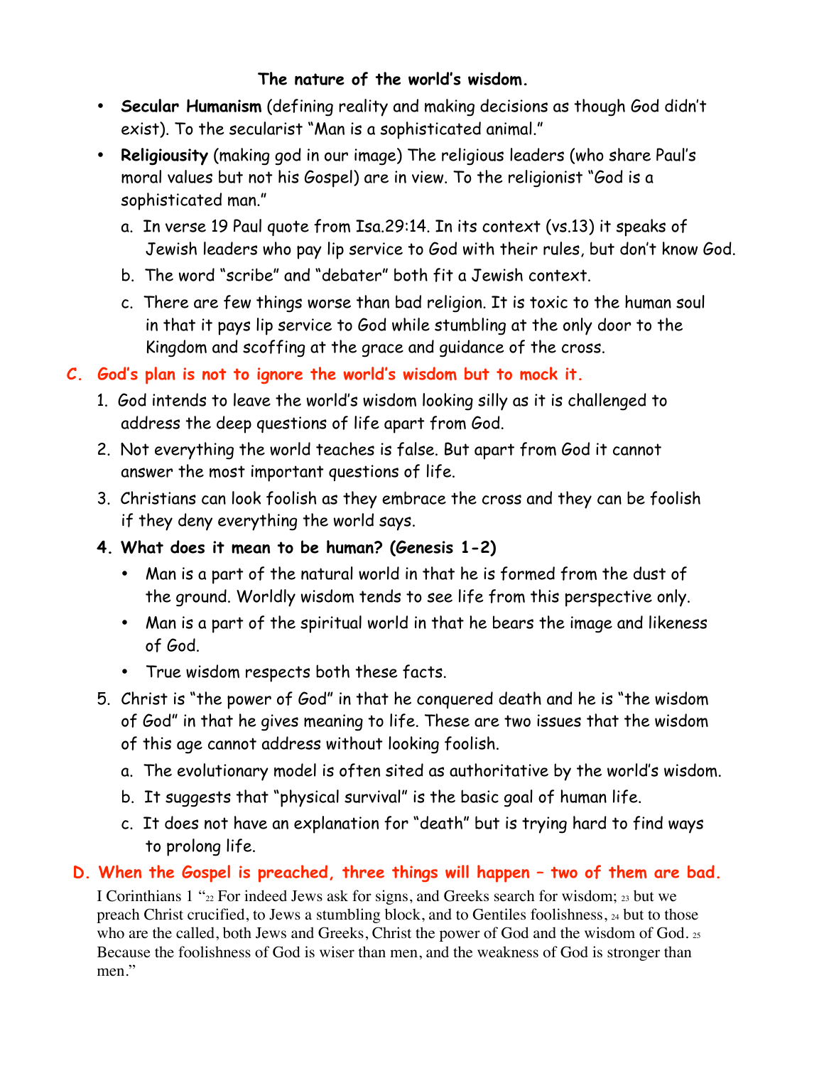**The nature of the world's wisdom.**

- **Secular Humanism** (defining reality and making decisions as though God didn't exist). To the secularist "Man is a sophisticated animal."
- **Religiousity** (making god in our image) The religious leaders (who share Paul's moral values but not his Gospel) are in view. To the religionist "God is a sophisticated man."
    a. In verse 19 Paul quote from Isa.29:14. In its context (vs.13) it speaks of Jewish leaders who pay lip service to God with their rules, but don't know God.
    b. The word "scribe" and "debater" both fit a Jewish context.
    c. There are few things worse than bad religion. It is toxic to the human soul in that it pays lip service to God while stumbling at the only door to the Kingdom and scoffing at the grace and guidance of the cross.

## C. God's plan is not to ignore the world's wisdom but to mock it.

1. God intends to leave the world's wisdom looking silly as it is challenged to address the deep questions of life apart from God.
2. Not everything the world teaches is false. But apart from God it cannot answer the most important questions of life.
3. Christians can look foolish as they embrace the cross and they can be foolish if they deny everything the world says.
4. **What does it mean to be human? (Genesis 1-2)**
    - Man is a part of the natural world in that he is formed from the dust of the ground. Worldly wisdom tends to see life from this perspective only.
    - Man is a part of the spiritual world in that he bears the image and likeness of God.
    - True wisdom respects both these facts.
5. Christ is "the power of God" in that he conquered death and he is "the wisdom of God" in that he gives meaning to life. These are two issues that the wisdom of this age cannot address without looking foolish.
    a. The evolutionary model is often sited as authoritative by the world's wisdom.
    b. It suggests that "physical survival" is the basic goal of human life.
    c. It does not have an explanation for "death" but is trying hard to find ways to prolong life.

## D. When the Gospel is preached, three things will happen – two of them are bad.

I Corinthians 1 "[22] For indeed Jews ask for signs, and Greeks search for wisdom; [23] but we preach Christ crucified, to Jews a stumbling block, and to Gentiles foolishness, [24] but to those who are the called, both Jews and Greeks, Christ the power of God and the wisdom of God. [25] Because the foolishness of God is wiser than men, and the weakness of God is stronger than men."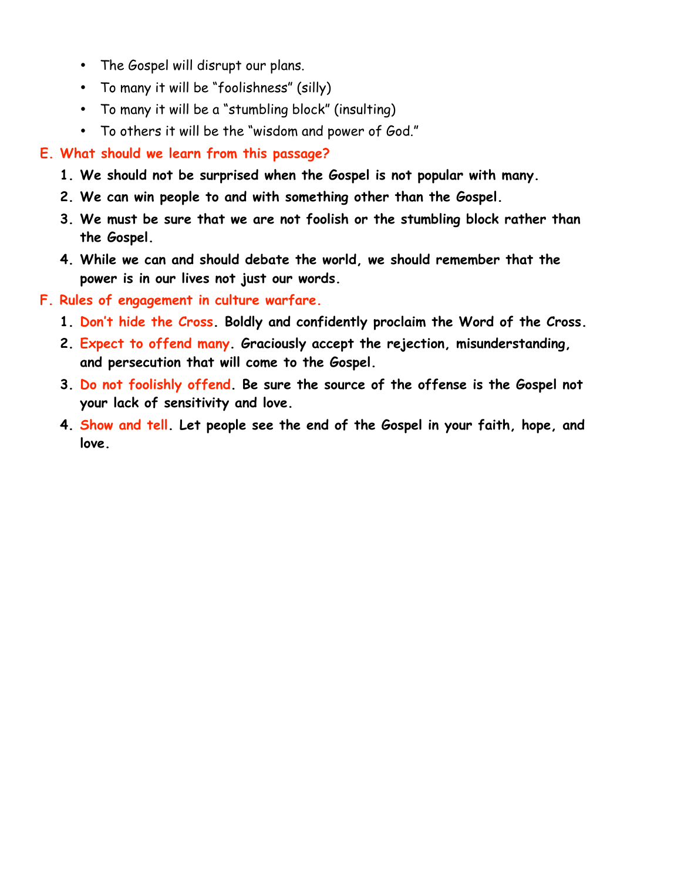- The Gospel will disrupt our plans.
- To many it will be "foolishness" (silly)
- To many it will be a "stumbling block" (insulting)
- To others it will be the "wisdom and power of God."

## E. What should we learn from this passage?

1. **We should not be surprised when the Gospel is not popular with many.**
2. **We can win people to and with something other than the Gospel.**
3. **We must be sure that we are not foolish or the stumbling block rather than the Gospel.**
4. **While we can and should debate the world, we should remember that the power is in our lives not just our words.**

## F. Rules of engagement in culture warfare.

1. **Don't hide the Cross. Boldly and confidently proclaim the Word of the Cross.**
2. **Expect to offend many. Graciously accept the rejection, misunderstanding, and persecution that will come to the Gospel.**
3. **Do not foolishly offend. Be sure the source of the offense is the Gospel not your lack of sensitivity and love.**
4. **Show and tell. Let people see the end of the Gospel in your faith, hope, and love.**